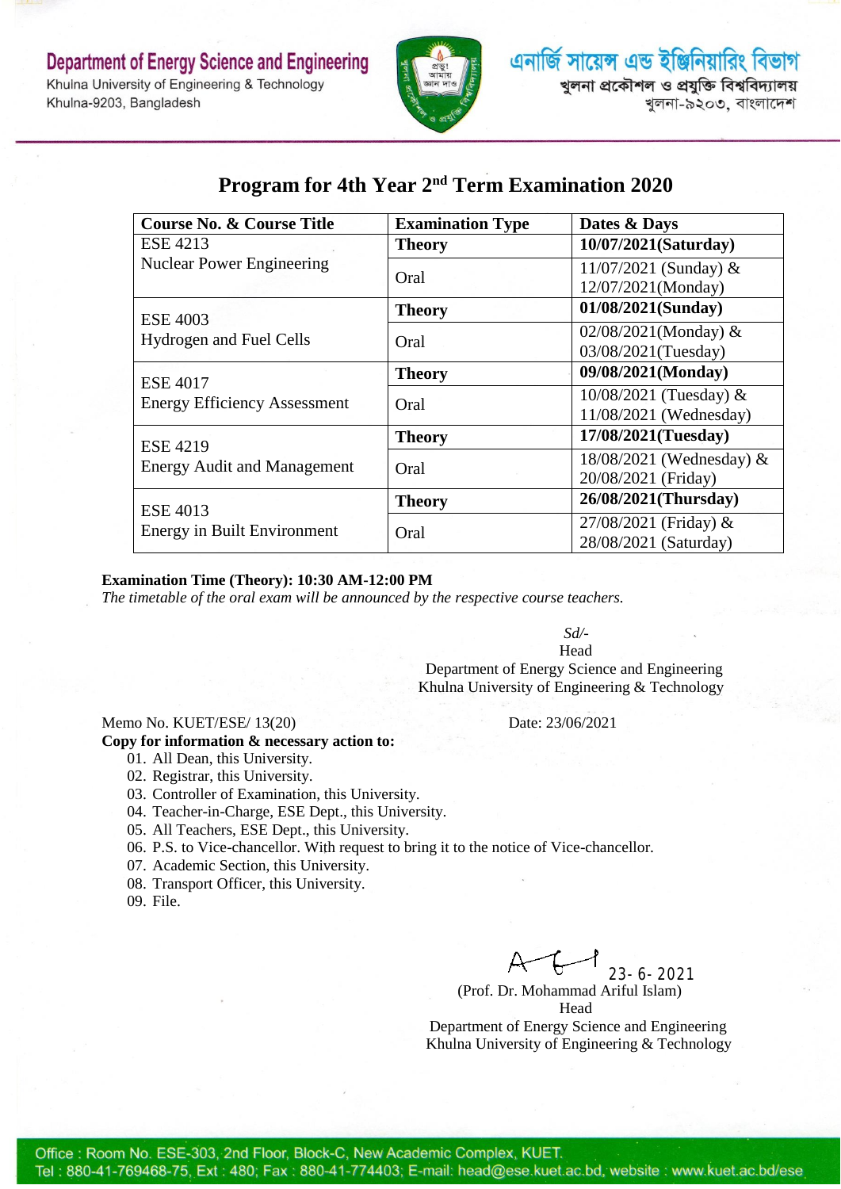Department of Energy Science and Engineering
Khulna University of Engineering & Technology
Khulna-9203, Bangladesh

এনার্জি সায়েন্স এন্ড ইঞ্জিনিয়ারিং বিভাগ
খুলনা প্রকৌশল ও প্রযুক্তি বিশ্ববিদ্যালয়
খুলনা-৯২০৩, বাংলাদেশ

# Program for 4th Year 2nd Term Examination 2020

| Course No. & Course Title | Examination Type | Dates & Days |
|---|---|---|
| ESE 4213 Nuclear Power Engineering | **Theory** | **10/07/2021(Saturday)** |
| | Oral | 11/07/2021 (Sunday) & 12/07/2021(Monday) |
| ESE 4003 Hydrogen and Fuel Cells | **Theory** | **01/08/2021(Sunday)** |
| | Oral | 02/08/2021(Monday) & 03/08/2021(Tuesday) |
| ESE 4017 Energy Efficiency Assessment | **Theory** | **09/08/2021(Monday)** |
| | Oral | 10/08/2021 (Tuesday) & 11/08/2021 (Wednesday) |
| ESE 4219 Energy Audit and Management | **Theory** | **17/08/2021(Tuesday)** |
| | Oral | 18/08/2021 (Wednesday) & 20/08/2021 (Friday) |
| ESE 4013 Energy in Built Environment | **Theory** | **26/08/2021(Thursday)** |
| | Oral | 27/08/2021 (Friday) & 28/08/2021 (Saturday) |

**Examination Time (Theory): 10:30 AM-12:00 PM**

*The timetable of the oral exam will be announced by the respective course teachers.*

*Sd/-*
Head
Department of Energy Science and Engineering
Khulna University of Engineering & Technology

Memo No. KUET/ESE/ 13(20) Date: 23/06/2021

**Copy for information & necessary action to:**

01. All Dean, this University.
02. Registrar, this University.
03. Controller of Examination, this University.
04. Teacher-in-Charge, ESE Dept., this University.
05. All Teachers, ESE Dept., this University.
06. P.S. to Vice-chancellor. With request to bring it to the notice of Vice-chancellor.
07. Academic Section, this University.
08. Transport Officer, this University.
09. File.

23-6-2021
(Prof. Dr. Mohammad Ariful Islam)
Head
Department of Energy Science and Engineering
Khulna University of Engineering & Technology

Office : Room No. ESE-303, 2nd Floor, Block-C, New Academic Complex, KUET.
Tel : 880-41-769468-75, Ext : 480; Fax : 880-41-774403; E-mail: head@ese.kuet.ac.bd, website : www.kuet.ac.bd/ese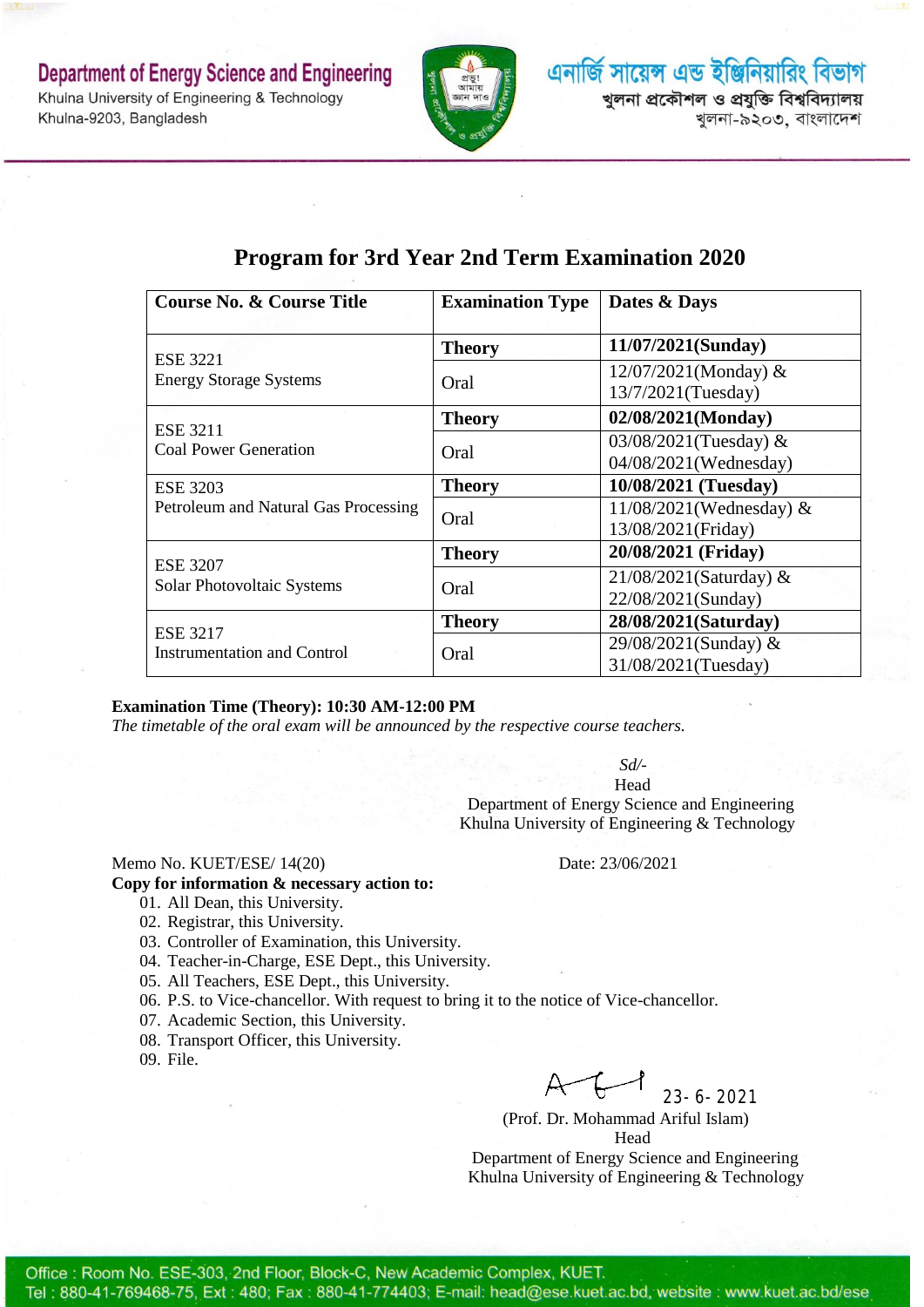Department of Energy Science and Engineering
Khulna University of Engineering & Technology
Khulna-9203, Bangladesh

এনার্জি সায়েন্স এন্ড ইঞ্জিনিয়ারিং বিভাগ
খুলনা প্রকৌশল ও প্রযুক্তি বিশ্ববিদ্যালয়
খুলনা-৯২০৩, বাংলাদেশ

## Program for 3rd Year 2nd Term Examination 2020

| Course No. & Course Title | Examination Type | Dates & Days |
|---|---|---|
| ESE 3221 Energy Storage Systems | **Theory** | **11/07/2021(Sunday)** |
| | Oral | 12/07/2021(Monday) & 13/7/2021(Tuesday) |
| ESE 3211 Coal Power Generation | **Theory** | **02/08/2021(Monday)** |
| | Oral | 03/08/2021(Tuesday) & 04/08/2021(Wednesday) |
| ESE 3203 Petroleum and Natural Gas Processing | **Theory** | **10/08/2021 (Tuesday)** |
| | Oral | 11/08/2021(Wednesday) & 13/08/2021(Friday) |
| ESE 3207 Solar Photovoltaic Systems | **Theory** | **20/08/2021 (Friday)** |
| | Oral | 21/08/2021(Saturday) & 22/08/2021(Sunday) |
| ESE 3217 Instrumentation and Control | **Theory** | **28/08/2021(Saturday)** |
| | Oral | 29/08/2021(Sunday) & 31/08/2021(Tuesday) |

**Examination Time (Theory): 10:30 AM-12:00 PM**
*The timetable of the oral exam will be announced by the respective course teachers.*

*Sd/-*
Head
Department of Energy Science and Engineering
Khulna University of Engineering & Technology

Memo No. KUET/ESE/ 14(20)    Date: 23/06/2021

**Copy for information & necessary action to:**

01. All Dean, this University.
02. Registrar, this University.
03. Controller of Examination, this University.
04. Teacher-in-Charge, ESE Dept., this University.
05. All Teachers, ESE Dept., this University.
06. P.S. to Vice-chancellor. With request to bring it to the notice of Vice-chancellor.
07. Academic Section, this University.
08. Transport Officer, this University.
09. File.

23-6-2021
(Prof. Dr. Mohammad Ariful Islam)
Head
Department of Energy Science and Engineering
Khulna University of Engineering & Technology

Office : Room No. ESE-303, 2nd Floor, Block-C, New Academic Complex, KUET.
Tel : 880-41-769468-75, Ext : 480; Fax : 880-41-774403; E-mail: head@ese.kuet.ac.bd, website : www.kuet.ac.bd/ese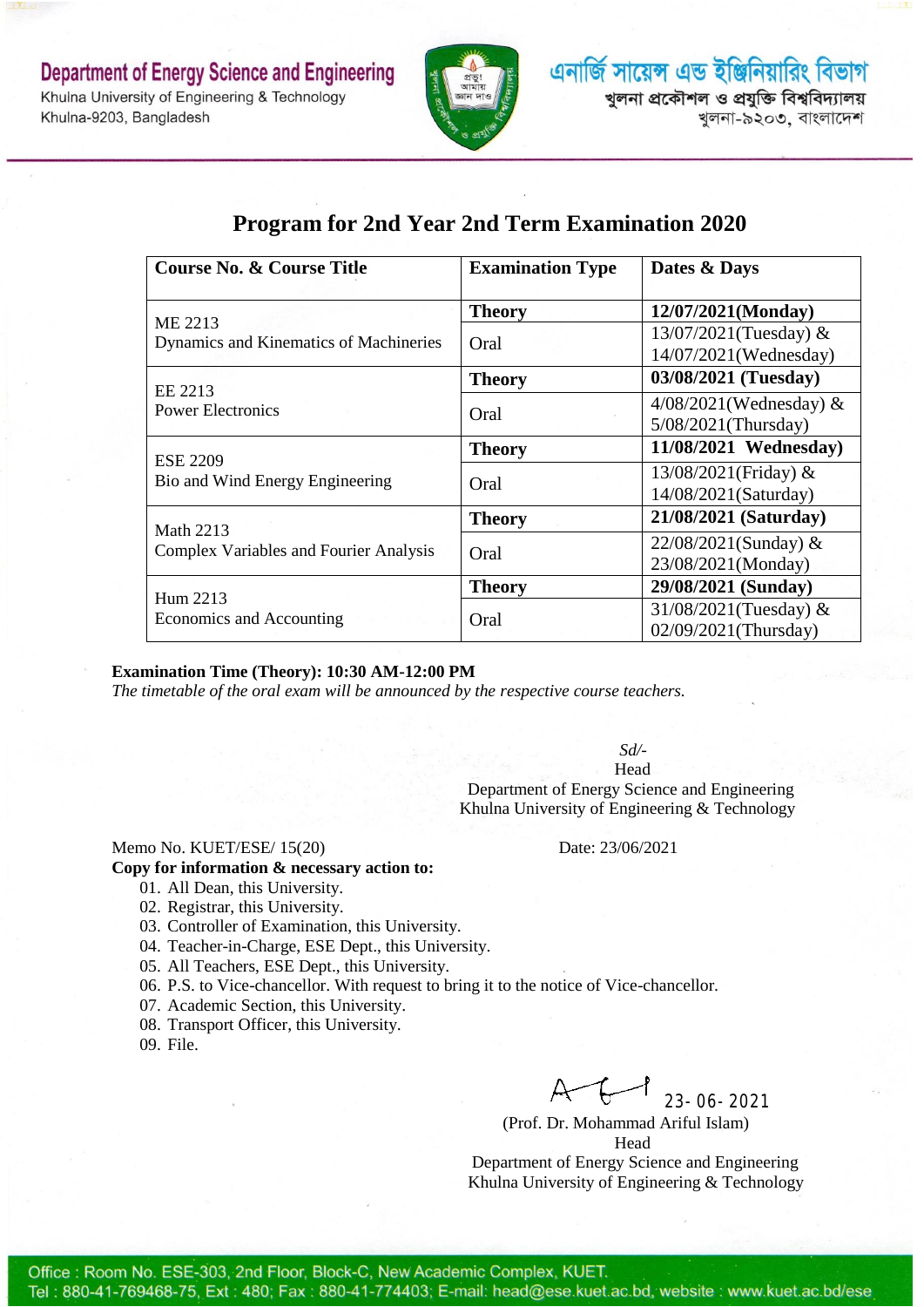Department of Energy Science and Engineering
Khulna University of Engineering & Technology
Khulna-9203, Bangladesh

এনার্জি সায়েন্স এন্ড ইঞ্জিনিয়ারিং বিভাগ
খুলনা প্রকৌশল ও প্রযুক্তি বিশ্ববিদ্যালয়
খুলনা-৯২০৩, বাংলাদেশ

# Program for 2nd Year 2nd Term Examination 2020

| Course No. & Course Title | Examination Type | Dates & Days |
|---|---|---|
| ME 2213<br>Dynamics and Kinematics of Machineries | **Theory** | **12/07/2021(Monday)** |
| | Oral | 13/07/2021(Tuesday) & 14/07/2021(Wednesday) |
| EE 2213<br>Power Electronics | **Theory** | **03/08/2021 (Tuesday)** |
| | Oral | 4/08/2021(Wednesday) & 5/08/2021(Thursday) |
| ESE 2209<br>Bio and Wind Energy Engineering | **Theory** | **11/08/2021 Wednesday)** |
| | Oral | 13/08/2021(Friday) & 14/08/2021(Saturday) |
| Math 2213<br>Complex Variables and Fourier Analysis | **Theory** | **21/08/2021 (Saturday)** |
| | Oral | 22/08/2021(Sunday) & 23/08/2021(Monday) |
| Hum 2213<br>Economics and Accounting | **Theory** | **29/08/2021 (Sunday)** |
| | Oral | 31/08/2021(Tuesday) & 02/09/2021(Thursday) |

**Examination Time (Theory): 10:30 AM-12:00 PM**
*The timetable of the oral exam will be announced by the respective course teachers.*

*Sd/-*
Head
Department of Energy Science and Engineering
Khulna University of Engineering & Technology

Memo No. KUET/ESE/ 15(20) Date: 23/06/2021

**Copy for information & necessary action to:**

01. All Dean, this University.
02. Registrar, this University.
03. Controller of Examination, this University.
04. Teacher-in-Charge, ESE Dept., this University.
05. All Teachers, ESE Dept., this University.
06. P.S. to Vice-chancellor. With request to bring it to the notice of Vice-chancellor.
07. Academic Section, this University.
08. Transport Officer, this University.
09. File.

23-06-2021
(Prof. Dr. Mohammad Ariful Islam)
Head
Department of Energy Science and Engineering
Khulna University of Engineering & Technology

Office : Room No. ESE-303, 2nd Floor, Block-C, New Academic Complex, KUET.
Tel : 880-41-769468-75, Ext : 480; Fax : 880-41-774403; E-mail: head@ese.kuet.ac.bd, website : www.kuet.ac.bd/ese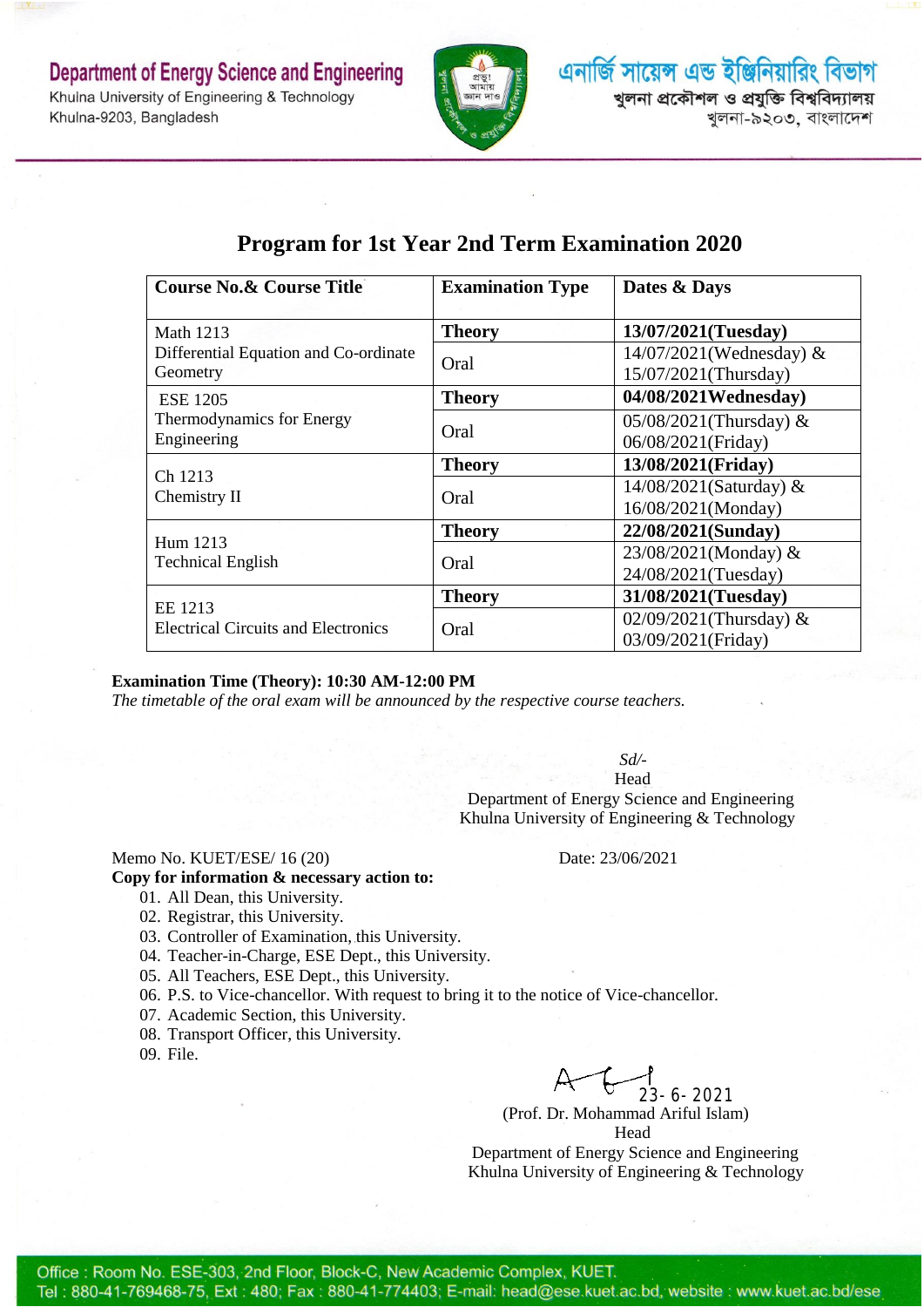Department of Energy Science and Engineering
Khulna University of Engineering & Technology
Khulna-9203, Bangladesh

এনার্জি সায়েন্স এন্ড ইঞ্জিনিয়ারিং বিভাগ
খুলনা প্রকৌশল ও প্রযুক্তি বিশ্ববিদ্যালয়
খুলনা-৯২০৩, বাংলাদেশ

# Program for 1st Year 2nd Term Examination 2020

| Course No.& Course Title | Examination Type | Dates & Days |
|---|---|---|
| Math 1213<br>Differential Equation and Co-ordinate Geometry | **Theory** | **13/07/2021(Tuesday)** |
| | Oral | 14/07/2021(Wednesday) & 15/07/2021(Thursday) |
| ESE 1205<br>Thermodynamics for Energy Engineering | **Theory** | **04/08/2021Wednesday)** |
| | Oral | 05/08/2021(Thursday) & 06/08/2021(Friday) |
| Ch 1213<br>Chemistry II | **Theory** | **13/08/2021(Friday)** |
| | Oral | 14/08/2021(Saturday) & 16/08/2021(Monday) |
| Hum 1213<br>Technical English | **Theory** | **22/08/2021(Sunday)** |
| | Oral | 23/08/2021(Monday) & 24/08/2021(Tuesday) |
| EE 1213<br>Electrical Circuits and Electronics | **Theory** | **31/08/2021(Tuesday)** |
| | Oral | 02/09/2021(Thursday) & 03/09/2021(Friday) |

**Examination Time (Theory): 10:30 AM-12:00 PM**
*The timetable of the oral exam will be announced by the respective course teachers.*

*Sd/-*
Head
Department of Energy Science and Engineering
Khulna University of Engineering & Technology

Memo No. KUET/ESE/ 16 (20) Date: 23/06/2021

**Copy for information & necessary action to:**

01. All Dean, this University.
02. Registrar, this University.
03. Controller of Examination, this University.
04. Teacher-in-Charge, ESE Dept., this University.
05. All Teachers, ESE Dept., this University.
06. P.S. to Vice-chancellor. With request to bring it to the notice of Vice-chancellor.
07. Academic Section, this University.
08. Transport Officer, this University.
09. File.

23-6-2021
(Prof. Dr. Mohammad Ariful Islam)
Head
Department of Energy Science and Engineering
Khulna University of Engineering & Technology

Office : Room No. ESE-303, 2nd Floor, Block-C, New Academic Complex, KUET.
Tel : 880-41-769468-75, Ext : 480; Fax : 880-41-774403; E-mail: head@ese.kuet.ac.bd, website : www.kuet.ac.bd/ese